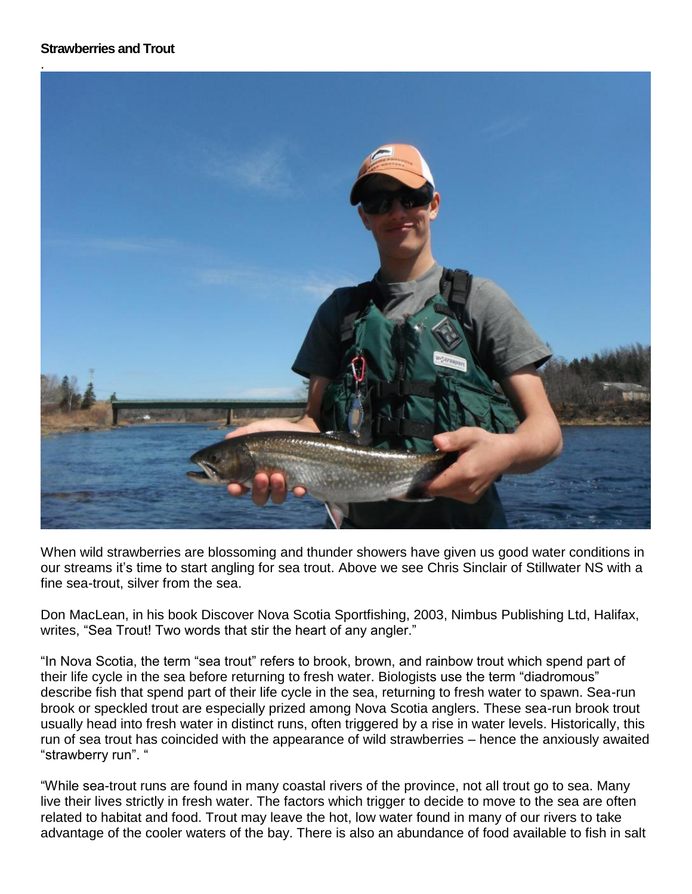**Strawberries and Trout**

.

When wild strawberries are blossoming and thunder showers have given us good water conditions in our streams it's time to start angling for sea trout. Above we see Chris Sinclair of Stillwater NS with a fine sea-trout, silver from the sea.

Don MacLean, in his book Discover Nova Scotia Sportfishing, 2003, Nimbus Publishing Ltd, Halifax, writes, "Sea Trout! Two words that stir the heart of any angler."

"In Nova Scotia, the term "sea trout" refers to brook, brown, and rainbow trout which spend part of their life cycle in the sea before returning to fresh water. Biologists use the term "diadromous" describe fish that spend part of their life cycle in the sea, returning to fresh water to spawn. Sea-run brook or speckled trout are especially prized among Nova Scotia anglers. These sea-run brook trout usually head into fresh water in distinct runs, often triggered by a rise in water levels. Historically, this run of sea trout has coincided with the appearance of wild strawberries – hence the anxiously awaited "strawberry run". "

"While sea-trout runs are found in many coastal rivers of the province, not all trout go to sea. Many live their lives strictly in fresh water. The factors which trigger to decide to move to the sea are often related to habitat and food. Trout may leave the hot, low water found in many of our rivers to take advantage of the cooler waters of the bay. There is also an abundance of food available to fish in salt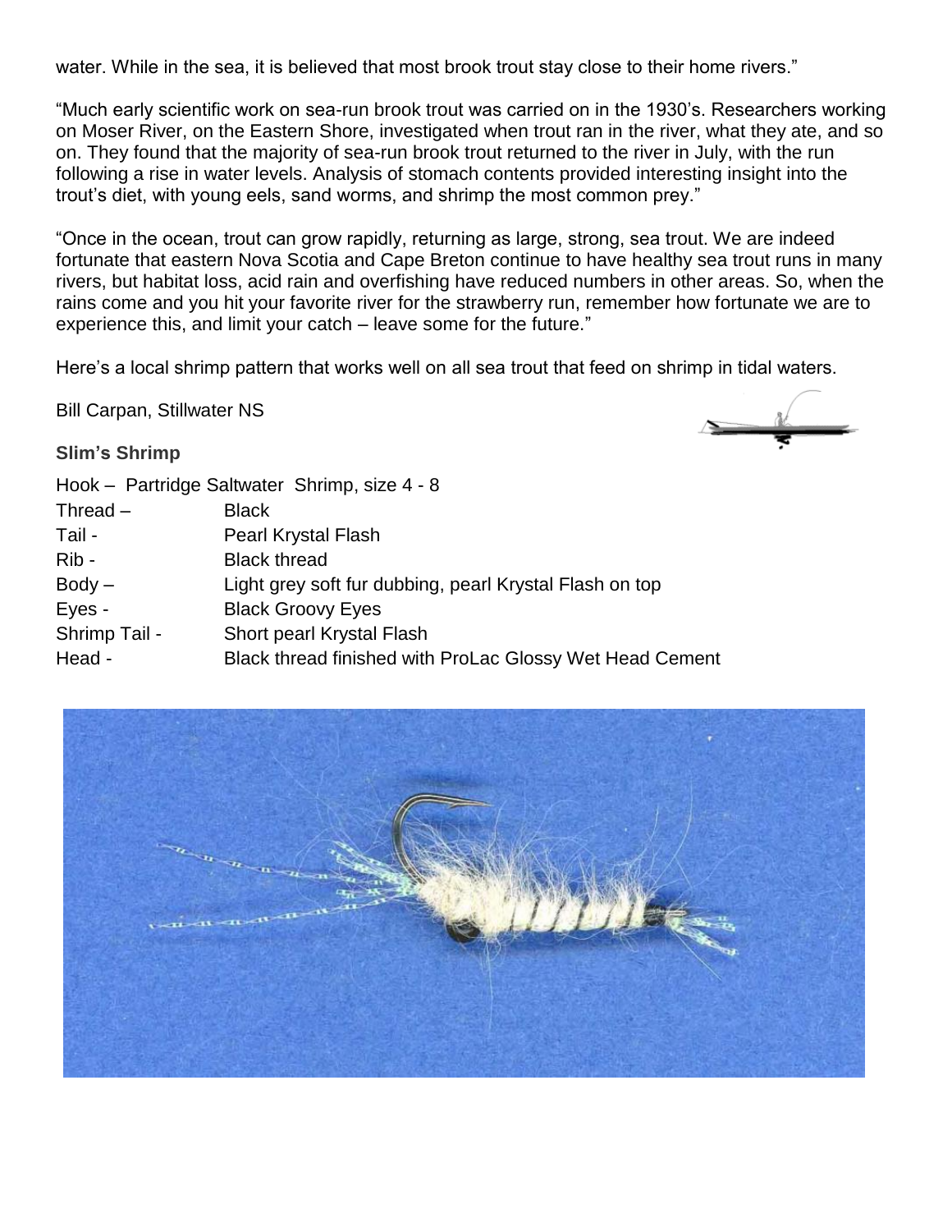water. While in the sea, it is believed that most brook trout stay close to their home rivers."

"Much early scientific work on sea-run brook trout was carried on in the 1930's. Researchers working on Moser River, on the Eastern Shore, investigated when trout ran in the river, what they ate, and so on. They found that the majority of sea-run brook trout returned to the river in July, with the run following a rise in water levels. Analysis of stomach contents provided interesting insight into the trout's diet, with young eels, sand worms, and shrimp the most common prey."

"Once in the ocean, trout can grow rapidly, returning as large, strong, sea trout. We are indeed fortunate that eastern Nova Scotia and Cape Breton continue to have healthy sea trout runs in many rivers, but habitat loss, acid rain and overfishing have reduced numbers in other areas. So, when the rains come and you hit your favorite river for the strawberry run, remember how fortunate we are to experience this, and limit your catch – leave some for the future."

Here's a local shrimp pattern that works well on all sea trout that feed on shrimp in tidal waters.

Bill Carpan, Stillwater NS

### Slim's Shrimp

| | |
|---|---|
| Hook – | Partridge Saltwater Shrimp, size 4 - 8 |
| Thread – | Black |
| Tail - | Pearl Krystal Flash |
| Rib - | Black thread |
| Body – | Light grey soft fur dubbing, pearl Krystal Flash on top |
| Eyes - | Black Groovy Eyes |
| Shrimp Tail - | Short pearl Krystal Flash |
| Head - | Black thread finished with ProLac Glossy Wet Head Cement |